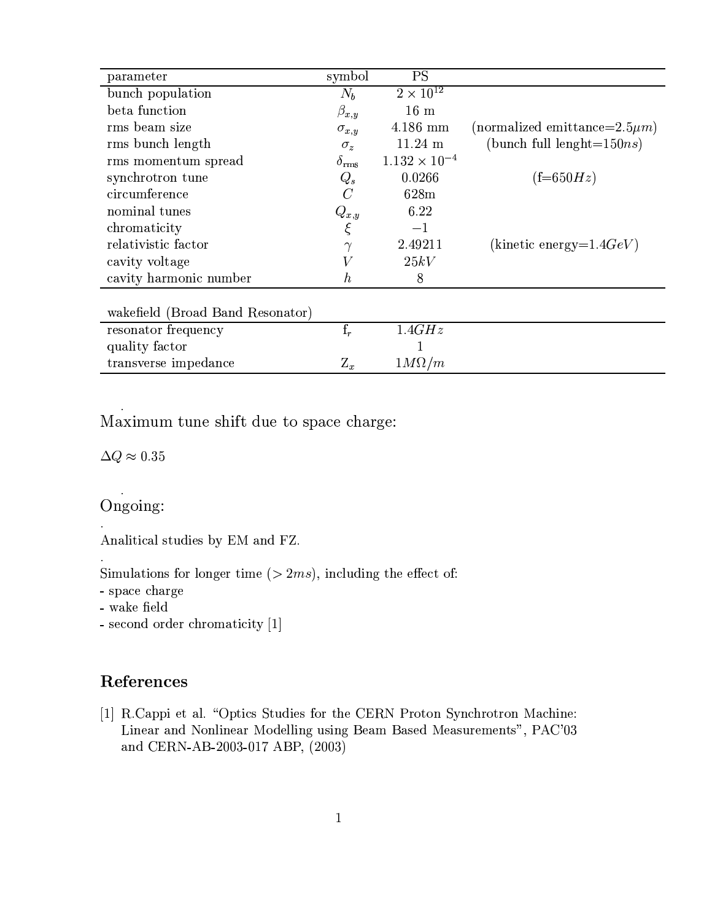| parameter | symbol | PS | |
|---|---|---|---|
| bunch population | $N_b$ | $2 \times 10^{12}$ | |
| beta function | $\beta_{x,y}$ | 16 m | |
| rms beam size | $\sigma_{x,y}$ | 4.186 mm | (normalized emittance=2.5$\mu m$) |
| rms bunch length | $\sigma_z$ | 11.24 m | (bunch full lenght=150$ns$) |
| rms momentum spread | $\delta_{\rm rms}$ | $1.132 \times 10^{-4}$ | |
| synchrotron tune | $Q_s$ | 0.0266 | (f=650$Hz$) |
| circumference | $C$ | 628m | |
| nominal tunes | $Q_{x,y}$ | 6.22 | |
| chromaticity | $\xi$ | $-1$ | |
| relativistic factor | $\gamma$ | 2.49211 | (kinetic energy=1.4$GeV$) |
| cavity voltage | $V$ | 25$kV$ | |
| cavity harmonic number | $h$ | 8 | |
| **wakefield (Broad Band Resonator)** | | | |
| resonator frequency | $f_r$ | 1.4$GHz$ | |
| quality factor | | 1 | |
| transverse impedance | $Z_x$ | 1$M\Omega/m$ | |

Maximum tune shift due to space charge:

$\Delta Q \approx 0.35$

Ongoing:

Analitical studies by EM and FZ.

Simulations for longer time ($> 2ms$), including the effect of:
- space charge
- wake field
- second order chromaticity [1]

## References

[1] R.Cappi et al. "Optics Studies for the CERN Proton Synchrotron Machine: Linear and Nonlinear Modelling using Beam Based Measurements", PAC'03 and CERN-AB-2003-017 ABP, (2003)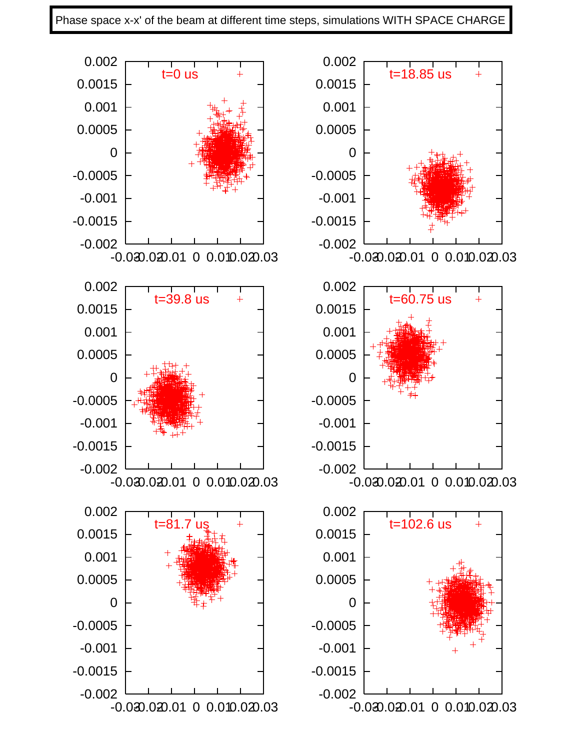Phase space x-x' of the beam at different time steps, simulations WITH SPACE CHARGE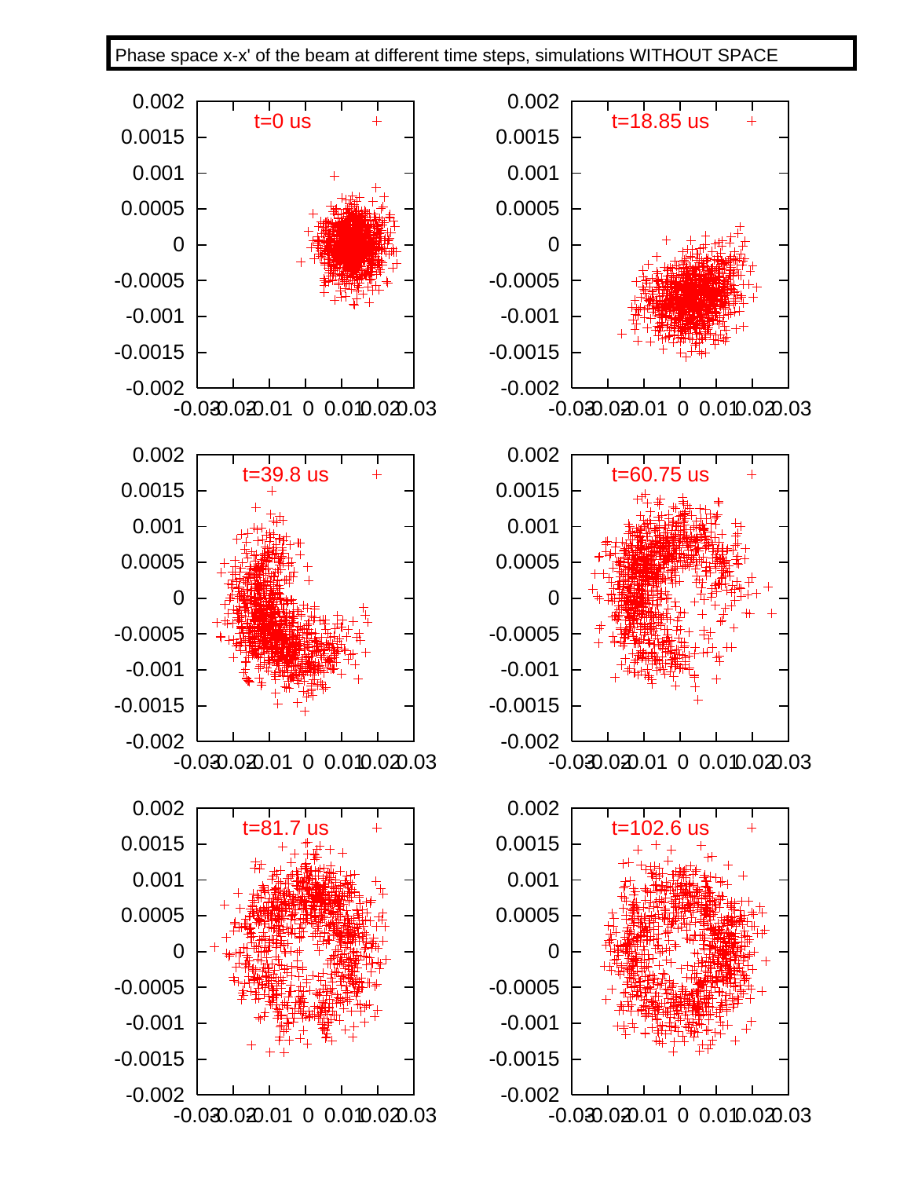Phase space x-x' of the beam at different time steps, simulations WITHOUT SPACE

t=0 us

t=18.85 us

t=39.8 us

t=60.75 us

t=81.7 us

t=102.6 us

0.002
0.0015
0.001
0.0005
0
-0.0005
-0.001
-0.0015
-0.002

-0.03 -0.02 -0.01 0 0.01 0.02 0.03